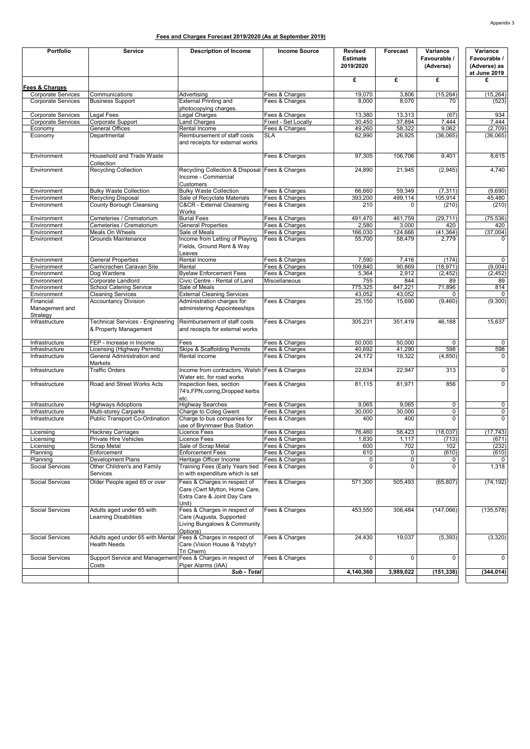**Fees and Charges Forecast 2019/2020 (As at September 2019)**

| Portfolio | Service | Description of Income | Income Source | Revised Estimate 2019/2020 | Forecast | Variance Favourable / (Adverse) | Variance Favourable / (Adverse) as at June 2019 |
|---|---|---|---|---|---|---|---|
| | | | | £ | £ | £ | £ |
| **Fees & Charges** | | | | | | | |
| Corporate Services | Communications | Advertising | Fees & Charges | 19,070 | 3,806 | (15,264) | (15,264) |
| Corporate Services | Business Support | External Printing and photocopying charges. | Fees & Charges | 8,000 | 8,070 | 70 | (523) |
| Corporate Services | Legal Fees | Legal Charges | Fees & Charges | 13,380 | 13,313 | (67) | 934 |
| Corporate Services | Corporate Support | Land Charges | Fixed - Set Locally | 30,450 | 37,894 | 7,444 | 7,444 |
| Economy | General Offices | Rental Income | Fees & Charges | 49,260 | 58,322 | 9,062 | (2,709) |
| Economy | Departmental | Reimbursement of staff costs and receipts for external works | SLA | 62,990 | 26,925 | (36,065) | (36,065) |
| Environment | Household and Trade Waste Collection | | Fees & Charges | 97,305 | 106,706 | 9,401 | 8,615 |
| Environment | Recycling Collection | Recycling Collection & Disposal Income - Commercial Customers | Fees & Charges | 24,890 | 21,945 | (2,945) | 4,740 |
| Environment | Bulky Waste Collection | Bulky Waste Collection | Fees & Charges | 66,660 | 59,349 | (7,311) | (9,690) |
| Environment | Recycling Disposal | Sale of Recyclate Materials | Fees & Charges | 393,200 | 499,114 | 105,914 | 45,480 |
| Environment | County Borough Cleansing | C&CR - External Cleansing Works | Fees & Charges | 210 | 0 | (210) | (210) |
| Environment | Cemeteries / Crematorium | Burial Fees | Fees & Charges | 491,470 | 461,759 | (29,711) | (75,536) |
| Environment | Cemeteries / Crematorium | General Properties | Fees & Charges | 2,580 | 3,000 | 420 | 420 |
| Environment | Meals On Wheels | Sale of Meals | Fees & Charges | 166,030 | 124,666 | (41,364) | (37,004) |
| Environment | Grounds Maintenance | Income from Letting of Playing Fields, Ground Rent & Way Leaves | Fees & Charges | 55,700 | 58,479 | 2,779 | 0 |
| Environment | General Properties | Rental Income | Fees & Charges | 7,590 | 7,416 | (174) | 0 |
| Environment | Cwmcrachen Caravan Site | Rental | Fees & Charges | 109,840 | 90,869 | (18,971) | (9,004) |
| Environment | Dog Wardens | Byelaw Enforcement Fees | Fees & Charges | 5,364 | 2,912 | (2,452) | (2,452) |
| Environment | Corporate Landlord | Civic Centre - Rental of Land | Miscellaneous | 755 | 844 | 89 | 89 |
| Environment | School Catering Service | Sale of Meals | Fees & Charges | 775,325 | 847,221 | 71,896 | 814 |
| Environment | Cleaning Services | External Cleaning Services | | 43,052 | 43,052 | 0 | 0 |
| Financial Management and Strategy | Accountancy Division | Administration charges for administering Appointeeships | Fees & Charges | 25,150 | 15,690 | (9,460) | (9,300) |
| Infrastructure | Technical Services - Engineering & Property Management | Reimbursement of staff costs and receipts for external works | Fees & Charges | 305,231 | 351,419 | 46,188 | 15,637 |
| Infrastructure | FEP - Increase in Income | Fees | Fees & Charges | 50,000 | 50,000 | 0 | 0 |
| Infrastructure | Licensing (Highway Permits) | Skips & Scaffolding Permits | Fees & Charges | 40,692 | 41,290 | 598 | 598 |
| Infrastructure | General Administration and Markets | Rental income | Fees & Charges | 24,172 | 19,322 | (4,850) | 0 |
| Infrastructure | Traffic Orders | Income from contractors, Welsh Water etc. for road works | Fees & Charges | 22,634 | 22,947 | 313 | 0 |
| Infrastructure | Road and Street Works Acts | Inspection fees, section 74's,FPN,coring,Dropped kerbs etc. | Fees & Charges | 81,115 | 81,971 | 856 | 0 |
| Infrastructure | Highways Adoptions | Highway Searches | Fees & Charges | 9,065 | 9,065 | 0 | 0 |
| Infrastructure | Multi-storey Carparks | Charge to Coleg Gwent | Fees & Charges | 30,000 | 30,000 | 0 | 0 |
| Infrastructure | Public Transport Co-Ordination | Charge to bus companies for use of Brynmawr Bus Station | Fees & Charges | 400 | 400 | 0 | 0 |
| Licensing | Hackney Carriages | Licence Fees | Fees & Charges | 76,460 | 58,423 | (18,037) | (17,743) |
| Licensing | Private Hire Vehicles | Licence Fees | Fees & Charges | 1,830 | 1,117 | (713) | (671) |
| Licensing | Scrap Metal | Sale of Scrap Metal | Fees & Charges | 600 | 702 | 102 | (232) |
| Planning | Enforcement | Enforcement Fees | Fees & Charges | 610 | 0 | (610) | (610) |
| Planning | Development Plans | Heritage Officer Income | Fees & Charges | 0 | 0 | 0 | 0 |
| Social Services | Other Children's and Family Services | Training Fees (Early Years tied in with expenditure which is set | Fees & Charges | 0 | 0 | 0 | 1,318 |
| Social Services | Older People aged 65 or over | Fees & Charges in respect of Care (Cwrt Mytton, Home Care, Extra Care & Joint Day Care Unit) | Fees & Charges | 571,300 | 505,493 | (65,807) | (74,192) |
| Social Services | Adults aged under 65 with Learning Disabilities | Fees & Charges in respect of Care (Augusta, Supported Living Bungalows & Community Options) | Fees & Charges | 453,550 | 306,484 | (147,066) | (135,578) |
| Social Services | Adults aged under 65 with Mental Health Needs | Fees & Charges in respect of Care (Vision House & Ysbyty'r Tri Chwm) | Fees & Charges | 24,430 | 19,037 | (5,393) | (3,320) |
| Social Services | Support Service and Management Costs | Fees & Charges in respect of Piper Alarms (IAA) | Fees & Charges | 0 | 0 | 0 | 0 |
| | | ***Sub - Total*** | | **4,140,360** | **3,989,022** | **(151,338)** | **(344,014)** |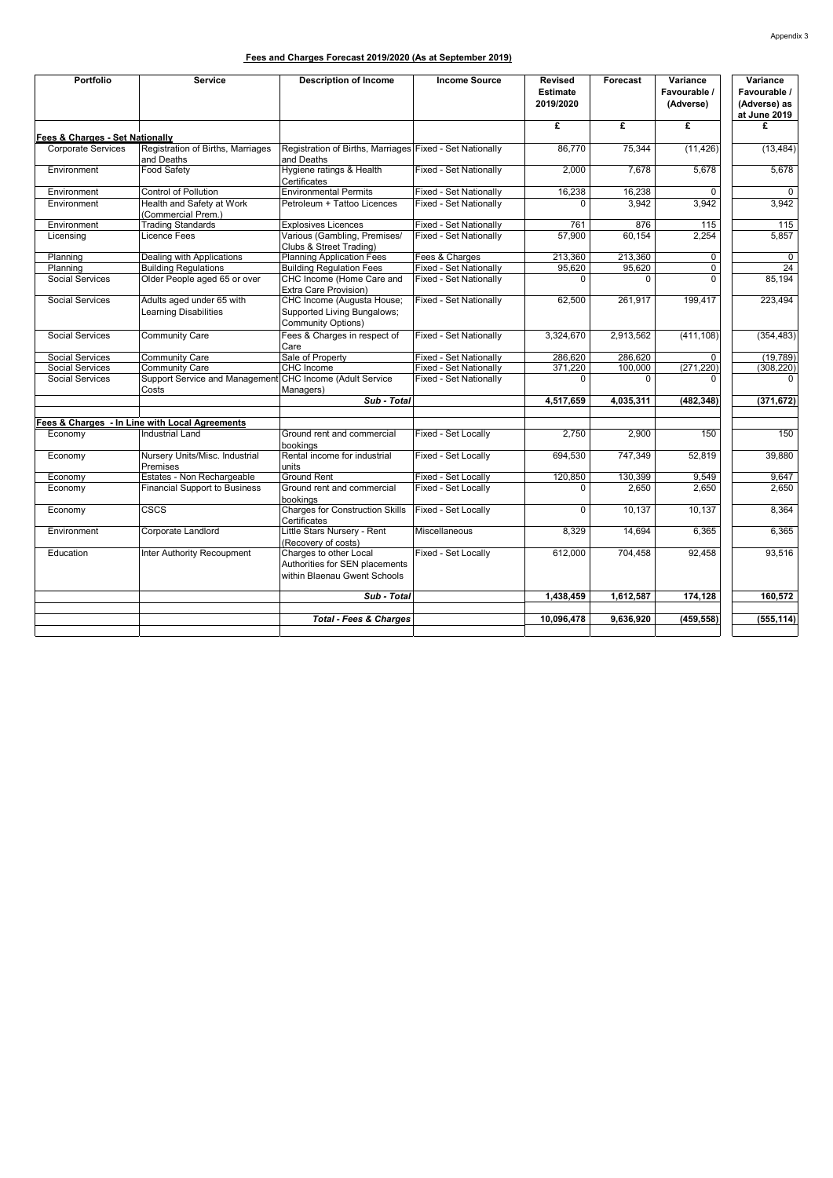Appendix 3

**Fees and Charges Forecast 2019/2020 (As at September 2019)**

| Portfolio | Service | Description of Income | Income Source | Revised Estimate 2019/2020 | Forecast | Variance Favourable / (Adverse) | Variance Favourable / (Adverse) as at June 2019 |
|---|---|---|---|---|---|---|---|
| | | | | £ | £ | £ | £ |
| **Fees & Charges - Set Nationally** | | | | | | | |
| Corporate Services | Registration of Births, Marriages and Deaths | Registration of Births, Marriages and Deaths | Fixed - Set Nationally | 86,770 | 75,344 | (11,426) | (13,484) |
| Environment | Food Safety | Hygiene ratings & Health Certificates | Fixed - Set Nationally | 2,000 | 7,678 | 5,678 | 5,678 |
| Environment | Control of Pollution | Environmental Permits | Fixed - Set Nationally | 16,238 | 16,238 | 0 | 0 |
| Environment | Health and Safety at Work (Commercial Prem.) | Petroleum + Tattoo Licences | Fixed - Set Nationally | 0 | 3,942 | 3,942 | 3,942 |
| Environment | Trading Standards | Explosives Licences | Fixed - Set Nationally | 761 | 876 | 115 | 115 |
| Licensing | Licence Fees | Various (Gambling, Premises/ Clubs & Street Trading) | Fixed - Set Nationally | 57,900 | 60,154 | 2,254 | 5,857 |
| Planning | Dealing with Applications | Planning Application Fees | Fees & Charges | 213,360 | 213,360 | 0 | 0 |
| Planning | Building Regulations | Building Regulation Fees | Fixed - Set Nationally | 95,620 | 95,620 | 0 | 24 |
| Social Services | Older People aged 65 or over | CHC Income (Home Care and Extra Care Provision) | Fixed - Set Nationally | 0 | 0 | 0 | 85,194 |
| Social Services | Adults aged under 65 with Learning Disabilities | CHC Income (Augusta House; Supported Living Bungalows; Community Options) | Fixed - Set Nationally | 62,500 | 261,917 | 199,417 | 223,494 |
| Social Services | Community Care | Fees & Charges in respect of Care | Fixed - Set Nationally | 3,324,670 | 2,913,562 | (411,108) | (354,483) |
| Social Services | Community Care | Sale of Property | Fixed - Set Nationally | 286,620 | 286,620 | 0 | (19,789) |
| Social Services | Community Care | CHC Income | Fixed - Set Nationally | 371,220 | 100,000 | (271,220) | (308,220) |
| Social Services | Support Service and Management Costs | CHC Income (Adult Service Managers) | Fixed - Set Nationally | 0 | 0 | 0 | 0 |
| | | ***Sub - Total*** | | **4,517,659** | **4,035,311** | **(482,348)** | **(371,672)** |
| **Fees & Charges - In Line with Local Agreements** | | | | | | | |
| Economy | Industrial Land | Ground rent and commercial bookings | Fixed - Set Locally | 2,750 | 2,900 | 150 | 150 |
| Economy | Nursery Units/Misc. Industrial Premises | Rental income for industrial units | Fixed - Set Locally | 694,530 | 747,349 | 52,819 | 39,880 |
| Economy | Estates - Non Rechargeable | Ground Rent | Fixed - Set Locally | 120,850 | 130,399 | 9,549 | 9,647 |
| Economy | Financial Support to Business | Ground rent and commercial bookings | Fixed - Set Locally | 0 | 2,650 | 2,650 | 2,650 |
| Economy | CSCS | Charges for Construction Skills Certificates | Fixed - Set Locally | 0 | 10,137 | 10,137 | 8,364 |
| Environment | Corporate Landlord | Little Stars Nursery - Rent (Recovery of costs) | Miscellaneous | 8,329 | 14,694 | 6,365 | 6,365 |
| Education | Inter Authority Recoupment | Charges to other Local Authorities for SEN placements within Blaenau Gwent Schools | Fixed - Set Locally | 612,000 | 704,458 | 92,458 | 93,516 |
| | | ***Sub - Total*** | | **1,438,459** | **1,612,587** | **174,128** | **160,572** |
| | | ***Total - Fees & Charges*** | | **10,096,478** | **9,636,920** | **(459,558)** | **(555,114)** |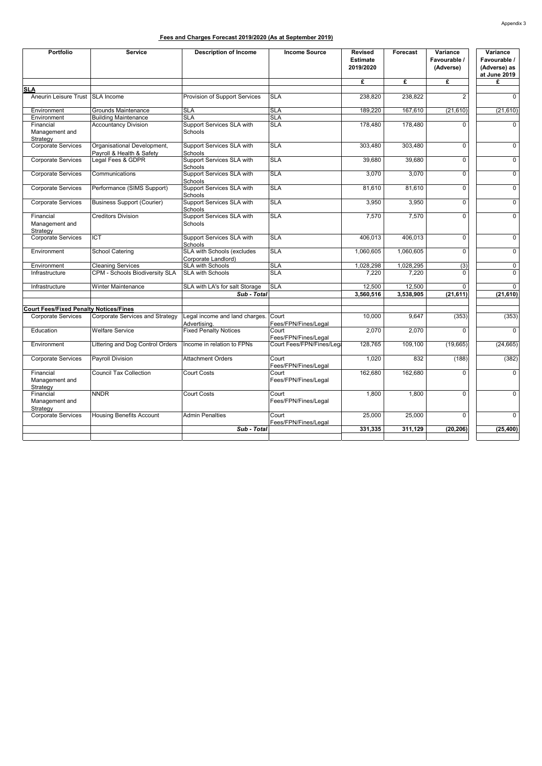Appendix 3

**Fees and Charges Forecast 2019/2020 (As at September 2019)**

| Portfolio | Service | Description of Income | Income Source | Revised Estimate 2019/2020 | Forecast | Variance Favourable / (Adverse) | Variance Favourable / (Adverse) as at June 2019 |
|---|---|---|---|---|---|---|---|
| | | | | £ | £ | £ | £ |
| **SLA** | | | | | | | |
| Aneurin Leisure Trust | SLA Income | Provision of Support Services | SLA | 238,820 | 238,822 | 2 | 0 |
| Environment | Grounds Maintenance | SLA | SLA | 189,220 | 167,610 | (21,610) | (21,610) |
| Environment | Building Maintenance | SLA | SLA | | | | |
| Financial Management and Strategy | Accountancy Division | Support Services SLA with Schools | SLA | 178,480 | 178,480 | 0 | 0 |
| Corporate Services | Organisational Development, Payroll & Health & Safety | Support Services SLA with Schools | SLA | 303,480 | 303,480 | 0 | 0 |
| Corporate Services | Legal Fees & GDPR | Support Services SLA with Schools | SLA | 39,680 | 39,680 | 0 | 0 |
| Corporate Services | Communications | Support Services SLA with Schools | SLA | 3,070 | 3,070 | 0 | 0 |
| Corporate Services | Performance (SIMS Support) | Support Services SLA with Schools | SLA | 81,610 | 81,610 | 0 | 0 |
| Corporate Services | Business Support (Courier) | Support Services SLA with Schools | SLA | 3,950 | 3,950 | 0 | 0 |
| Financial Management and Strategy | Creditors Division | Support Services SLA with Schools | SLA | 7,570 | 7,570 | 0 | 0 |
| Corporate Services | ICT | Support Services SLA with Schools | SLA | 406,013 | 406,013 | 0 | 0 |
| Environment | School Catering | SLA with Schools (excludes Corporate Landlord) | SLA | 1,060,605 | 1,060,605 | 0 | 0 |
| Environment | Cleaning Services | SLA with Schools | SLA | 1,028,298 | 1,028,295 | (3) | 0 |
| Infrastructure | CPM - Schools Biodiversity SLA | SLA with Schools | SLA | 7,220 | 7,220 | 0 | 0 |
| Infrastructure | Winter Maintenance | SLA with LA's for salt Storage | SLA | 12,500 | 12,500 | 0 | 0 |
| | | ***Sub - Total*** | | **3,560,516** | **3,538,905** | **(21,611)** | **(21,610)** |
| **Court Fees/Fixed Penalty Notices/Fines** | | | | | | | |
| Corporate Services | Corporate Services and Strategy | Legal income and land charges. Advertising. | Court Fees/FPN/Fines/Legal | 10,000 | 9,647 | (353) | (353) |
| Education | Welfare Service | Fixed Penalty Notices | Court Fees/FPN/Fines/Legal | 2,070 | 2,070 | 0 | 0 |
| Environment | Littering and Dog Control Orders | Income in relation to FPNs | Court Fees/FPN/Fines/Lega | 128,765 | 109,100 | (19,665) | (24,665) |
| Corporate Services | Payroll Division | Attachment Orders | Court Fees/FPN/Fines/Legal | 1,020 | 832 | (188) | (382) |
| Financial Management and Strategy | Council Tax Collection | Court Costs | Court Fees/FPN/Fines/Legal | 162,680 | 162,680 | 0 | 0 |
| Financial Management and Strategy | NNDR | Court Costs | Court Fees/FPN/Fines/Legal | 1,800 | 1,800 | 0 | 0 |
| Corporate Services | Housing Benefits Account | Admin Penalties | Court Fees/FPN/Fines/Legal | 25,000 | 25,000 | 0 | 0 |
| | | ***Sub - Total*** | | **331,335** | **311,129** | **(20,206)** | **(25,400)** |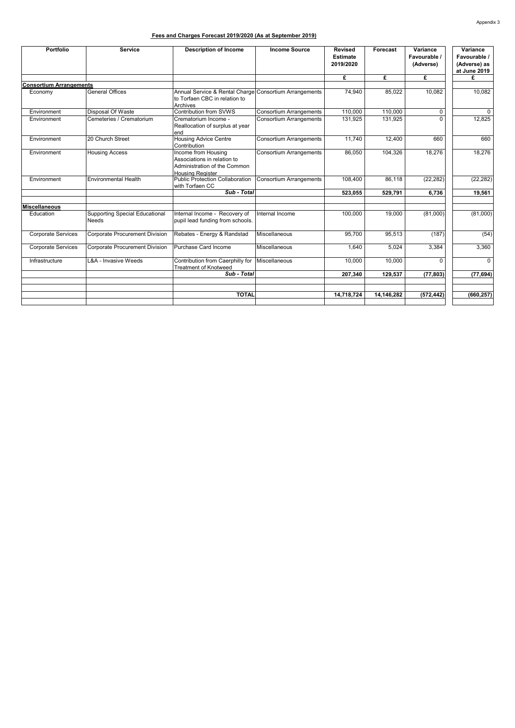Appendix 3

**Fees and Charges Forecast 2019/2020 (As at September 2019)**

| Portfolio | Service | Description of Income | Income Source | Revised Estimate 2019/2020 | Forecast | Variance Favourable / (Adverse) | Variance Favourable / (Adverse) as at June 2019 |
|---|---|---|---|---|---|---|---|
| | | | | £ | £ | £ | £ |
| **Consortium Arrangements** | | | | | | | |
| Economy | General Offices | Annual Service & Rental Charge to Torfaen CBC in relation to Archives | Consortium Arrangements | 74,940 | 85,022 | 10,082 | 10,082 |
| Environment | Disposal Of Waste | Contribution from SVWS | Consortium Arrangements | 110,000 | 110,000 | 0 | 0 |
| Environment | Cemeteries / Crematorium | Crematorium Income - Reallocation of surplus at year end | Consortium Arrangements | 131,925 | 131,925 | 0 | 12,825 |
| Environment | 20 Church Street | Housing Advice Centre Contribution | Consortium Arrangements | 11,740 | 12,400 | 660 | 660 |
| Environment | Housing Access | Income from Housing Associations in relation to Administration of the Common Housing Register | Consortium Arrangements | 86,050 | 104,326 | 18,276 | 18,276 |
| Environment | Environmental Health | Public Protection Collaboration with Torfaen CC | Consortium Arrangements | 108,400 | 86,118 | (22,282) | (22,282) |
| | | ***Sub - Total*** | | **523,055** | **529,791** | **6,736** | **19,561** |
| **Miscellaneous** | | | | | | | |
| Education | Supporting Special Educational Needs | Internal Income - Recovery of pupil lead funding from schools. | Internal Income | 100,000 | 19,000 | (81,000) | (81,000) |
| Corporate Services | Corporate Procurement Division | Rebates - Energy & Randstad | Miscellaneous | 95,700 | 95,513 | (187) | (54) |
| Corporate Services | Corporate Procurement Division | Purchase Card Income | Miscellaneous | 1,640 | 5,024 | 3,384 | 3,360 |
| Infrastructure | L&A - Invasive Weeds | Contribution from Caerphilly for Treatment of Knotweed | Miscellaneous | 10,000 | 10,000 | 0 | 0 |
| | | ***Sub - Total*** | | **207,340** | **129,537** | **(77,803)** | **(77,694)** |
| | | **TOTAL** | | **14,718,724** | **14,146,282** | **(572,442)** | **(660,257)** |